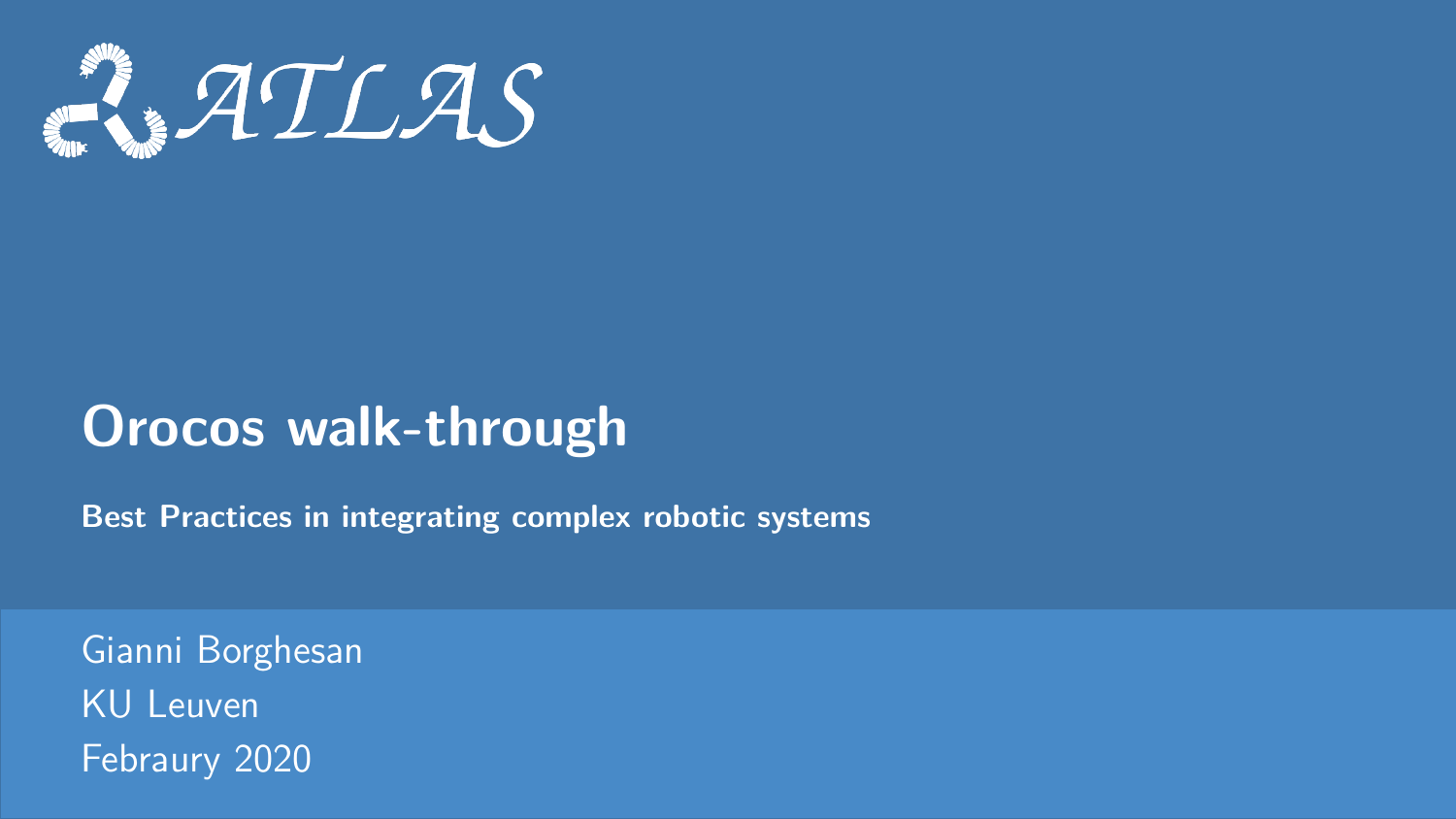ATLAS

# Orocos walk-through

**Best Practices in integrating complex robotic systems**

Gianni Borghesan
KU Leuven
Febraury 2020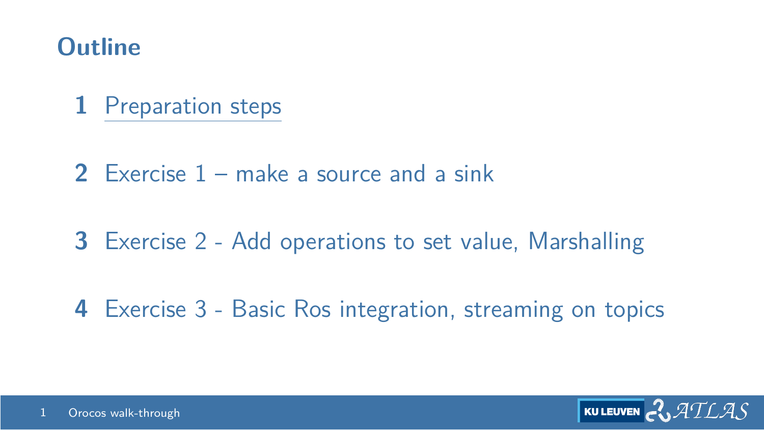# Outline

1. Preparation steps
2. Exercise 1 – make a source and a sink
3. Exercise 2 - Add operations to set value, Marshalling
4. Exercise 3 - Basic Ros integration, streaming on topics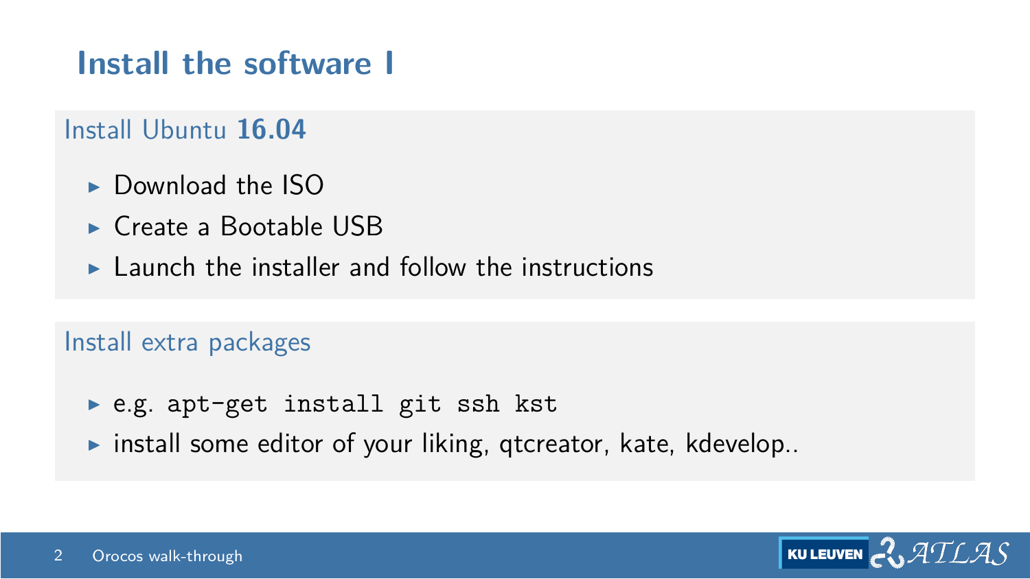# Install the software I

## Install Ubuntu **16.04**

- Download the ISO
- Create a Bootable USB
- Launch the installer and follow the instructions

## Install extra packages

- e.g. `apt-get install git ssh kst`
- install some editor of your liking, qtcreator, kate, kdevelop..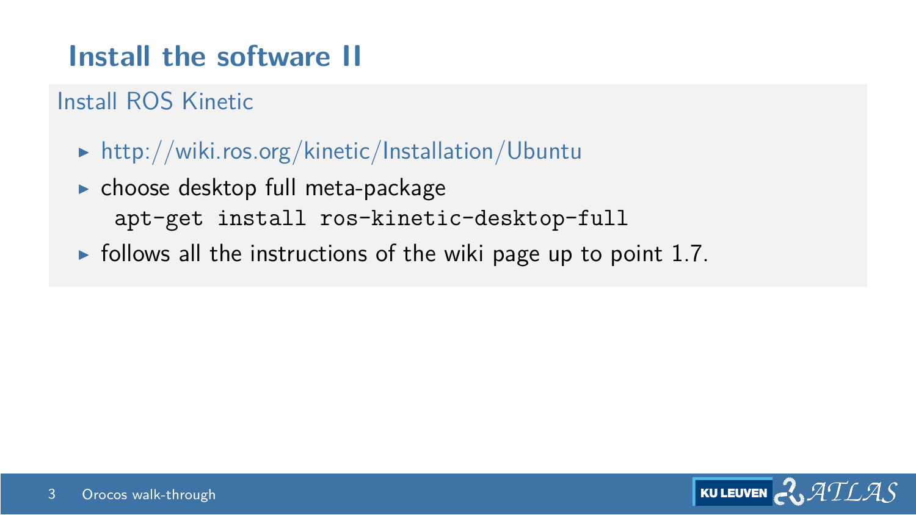# Install the software II

## Install ROS Kinetic

- http://wiki.ros.org/kinetic/Installation/Ubuntu
- choose desktop full meta-package

  ```
  apt-get install ros-kinetic-desktop-full
  ```
- follows all the instructions of the wiki page up to point 1.7.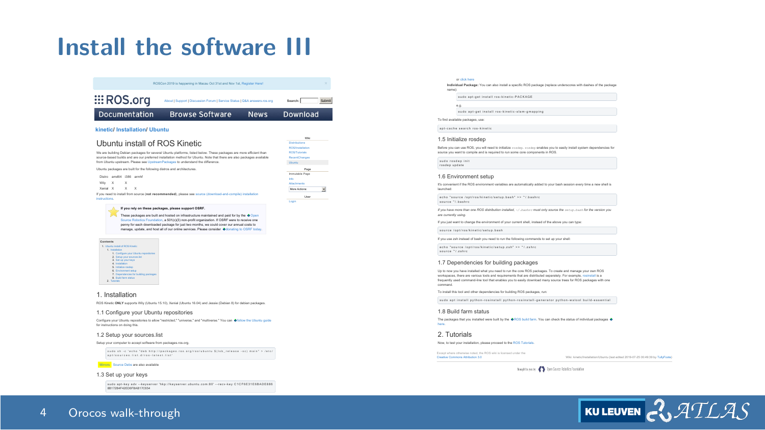# Install the software III

ROSCon 2019 is happening in Macau Oct 31st and Nov 1st, Register Here!

ROS.org

About | Support | Discussion Forum | Service Status | Q&A answers.ros.org

Search: Submit

Documentation | Browse Software | News | Download

kinetic/ Installation/ Ubuntu

## Ubuntu install of ROS Kinetic

We are building Debian packages for several Ubuntu platforms, listed below. These packages are more efficient than source-based builds and are our preferred installation method for Ubuntu. Note that there are also packages available from Ubuntu upstream. Please see UpstreamPackages to understand the difference.

Ubuntu packages are built for the following distros and architectures.

| Distro | amd64 | i386 | armhf |
|---|---|---|---|
| Wily | X | X | |
| Xenial | X | X | X |

If you need to install from source (**not recommended**), please see source (download-and-compile) installation instructions.

**If you rely on these packages, please support OSRF.**

These packages are built and hosted on infrastructure maintained and paid for by the Open Source Robotics Foundation, a 501(c)(3) non-profit organization. If OSRF were to receive one penny for each downloaded package for just two months, we could cover our annual costs to manage, update, and host all of our online services. Please consider donating to OSRF today.

Contents

1. Ubuntu install of ROS Kinetic
   1. Installation
      1. Configure your Ubuntu repositories
      2. Setup your sources.list
      3. Set up your keys
      4. Installation
      5. Initialize rosdep
      6. Environment setup
      7. Dependencies for building packages
      8. Build farm status
   2. Tutorials

Wiki: Distributions, ROS/Installation, ROS/Tutorials, RecentChanges, Ubuntu

Page: Immutable Page, Info, Attachments, More Actions:

User: Login

### 1. Installation

ROS Kinetic **ONLY** supports Wily (Ubuntu 15.10), Xenial (Ubuntu 16.04) and Jessie (Debian 8) for debian packages.

### 1.1 Configure your Ubuntu repositories

Configure your Ubuntu repositories to allow "restricted," "universe," and "multiverse." You can follow the Ubuntu guide for instructions on doing this.

### 1.2 Setup your sources.list

Setup your computer to accept software from packages.ros.org.

```
sudo sh -c 'echo "deb http://packages.ros.org/ros/ubuntu $(lsb_release -sc) main" > /etc/apt/sources.list.d/ros-latest.list'
```

Mirrors Source Debs are also available

### 1.3 Set up your keys

```
sudo apt-key adv --keyserver 'hkp://keyserver.ubuntu.com:80' --recv-key C1CF6E31E6BADE8868B172B4F42ED6FBAB17C654
```

or click here

**Individual Package:** You can also install a specific ROS package (replace underscores with dashes of the package name):

```
sudo apt-get install ros-kinetic-PACKAGE
```

e.g.

```
sudo apt-get install ros-kinetic-slam-gmapping
```

To find available packages, use:

```
apt-cache search ros-kinetic
```

### 1.5 Initialize rosdep

Before you can use ROS, you will need to initialize rosdep. rosdep enables you to easily install system dependencies for source you want to compile and is required to run some core components in ROS.

```
sudo rosdep init
rosdep update
```

### 1.6 Environment setup

It's convenient if the ROS environment variables are automatically added to your bash session every time a new shell is launched:

```
echo "source /opt/ros/kinetic/setup.bash" >> ~/.bashrc
source ~/.bashrc
```

*If you have more than one ROS distribution installed, ~/.bashrc must only source the setup.bash for the version you are currently using.*

If you just want to change the environment of your current shell, instead of the above you can type:

```
source /opt/ros/kinetic/setup.bash
```

If you use zsh instead of bash you need to run the following commands to set up your shell:

```
echo "source /opt/ros/kinetic/setup.zsh" >> ~/.zshrc
source ~/.zshrc
```

### 1.7 Dependencies for building packages

Up to now you have installed what you need to run the core ROS packages. To create and manage your own ROS workspaces, there are various tools and requirements that are distributed seperately. For example, rosinstall is a frequently used command-line tool that enables you to easily download many source trees for ROS packages with one command.

To install this tool and other dependencies for building ROS packages, run:

```
sudo apt install python-rosinstall python-rosinstall-generator python-wstool build-essential
```

### 1.8 Build farm status

The packages that you installed were built by the ROS build farm. You can check the status of individual packages here.

### 2. Tutorials

Now, to test your installation, please proceed to the ROS Tutorials.

Except where otherwise noted, the ROS wiki is licensed under the Creative Commons Attribution 3.0

Wiki: kinetic/Installation/Ubuntu (last edited 2019-07-25 00:49:39 by TullyFoote)

Brought to you by: Open Source Robotics Foundation

Orocos walk-through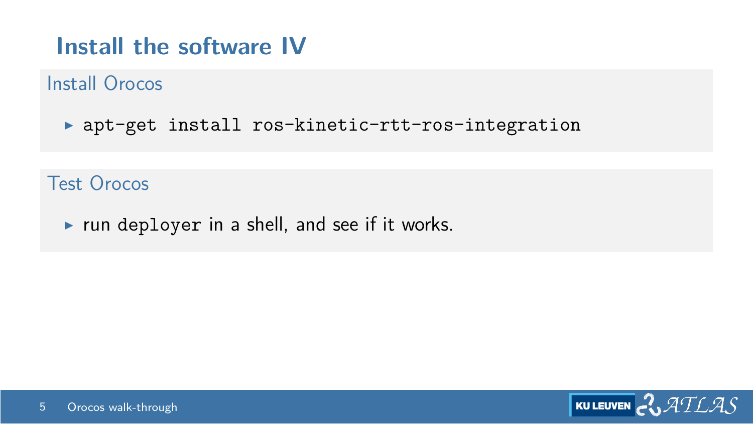# Install the software IV

## Install Orocos

- `apt-get install ros-kinetic-rtt-ros-integration`

## Test Orocos

- run `deployer` in a shell, and see if it works.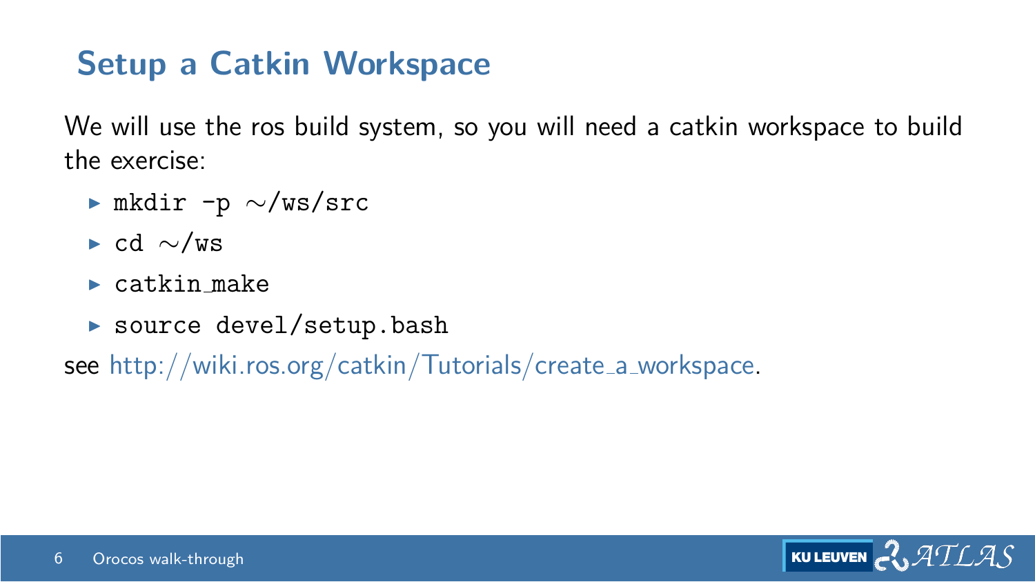# Setup a Catkin Workspace

We will use the ros build system, so you will need a catkin workspace to build the exercise:

- `mkdir -p ~/ws/src`
- `cd ~/ws`
- `catkin_make`
- `source devel/setup.bash`

see http://wiki.ros.org/catkin/Tutorials/create_a_workspace.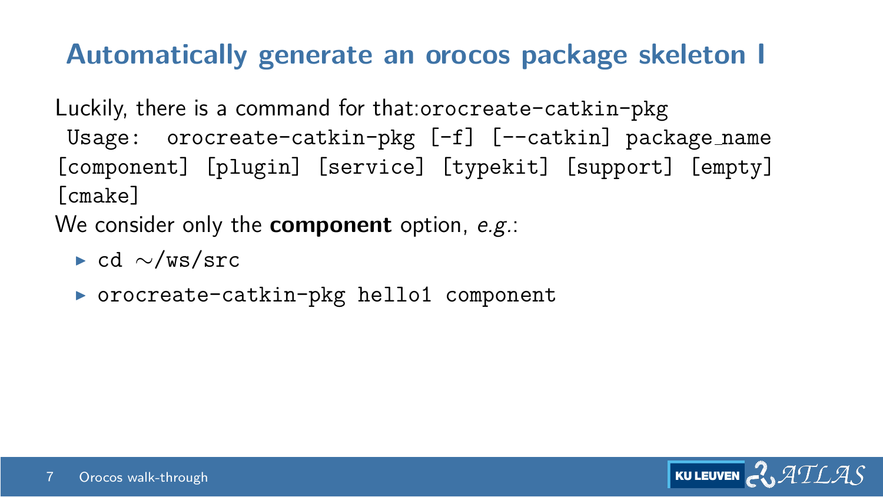# Automatically generate an orocos package skeleton I

Luckily, there is a command for that:`orocreate-catkin-pkg`

`Usage: orocreate-catkin-pkg [-f] [--catkin] package_name [component] [plugin] [service] [typekit] [support] [empty] [cmake]`

We consider only the **component** option, *e.g.*:

- `cd ~/ws/src`
- `orocreate-catkin-pkg hello1 component`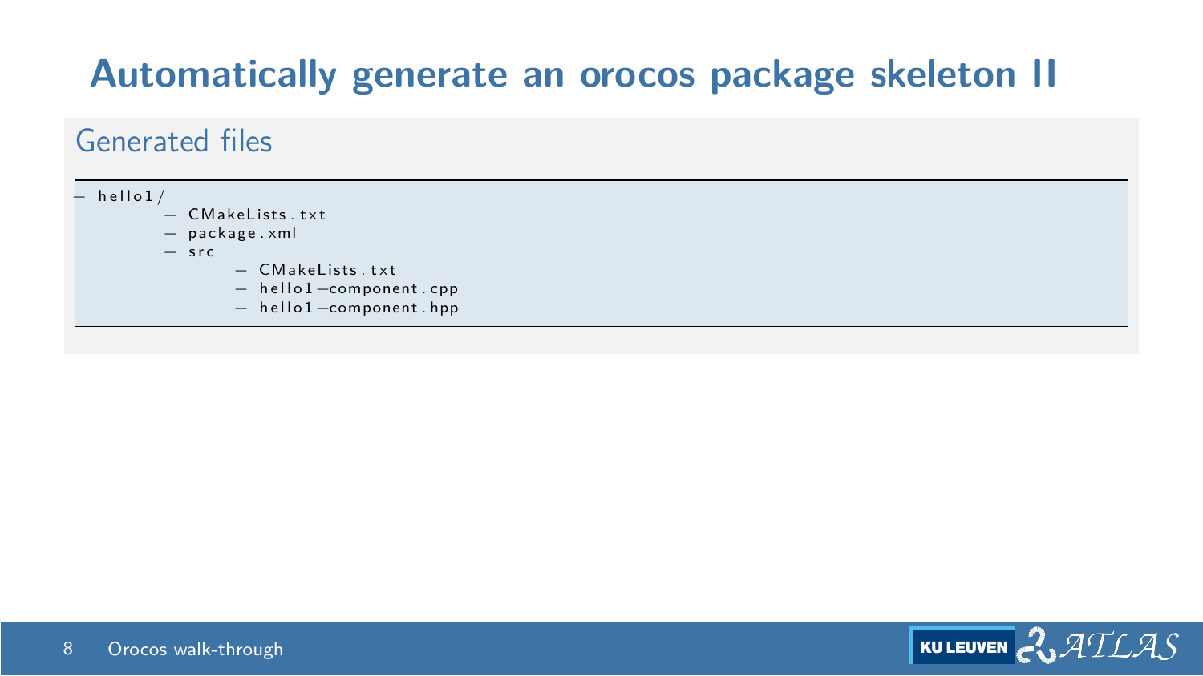# Automatically generate an orocos package skeleton II

## Generated files

```
- hello1/
        - CMakeLists.txt
        - package.xml
        - src
                - CMakeLists.txt
                - hello1-component.cpp
                - hello1-component.hpp
```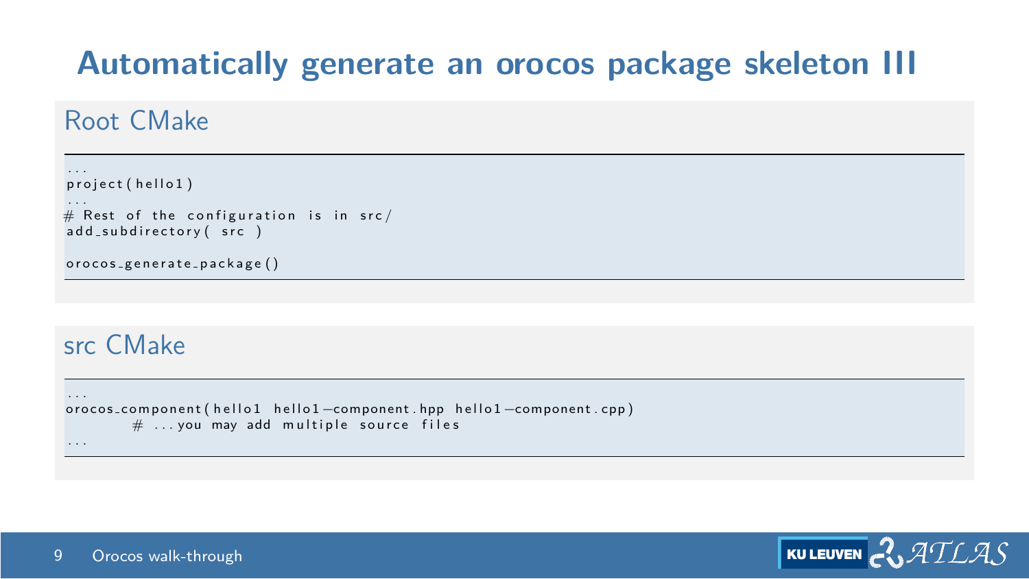# Automatically generate an orocos package skeleton III

## Root CMake

```
...
project(hello1)
...
# Rest of the configuration is in src/
add_subdirectory( src )

orocos_generate_package()
```

## src CMake

```
...
orocos_component(hello1 hello1-component.hpp hello1-component.cpp)
        # ...you may add multiple source files
...
```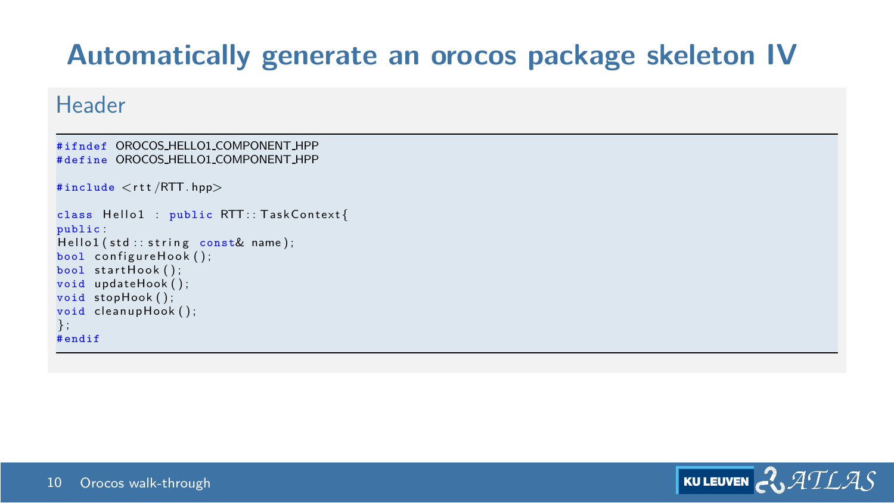# Automatically generate an orocos package skeleton IV

## Header

```cpp
#ifndef OROCOS_HELLO1_COMPONENT_HPP
#define OROCOS_HELLO1_COMPONENT_HPP

#include <rtt/RTT.hpp>

class Hello1 : public RTT::TaskContext{
public:
Hello1(std::string const& name);
bool configureHook();
bool startHook();
void updateHook();
void stopHook();
void cleanupHook();
};
#endif
```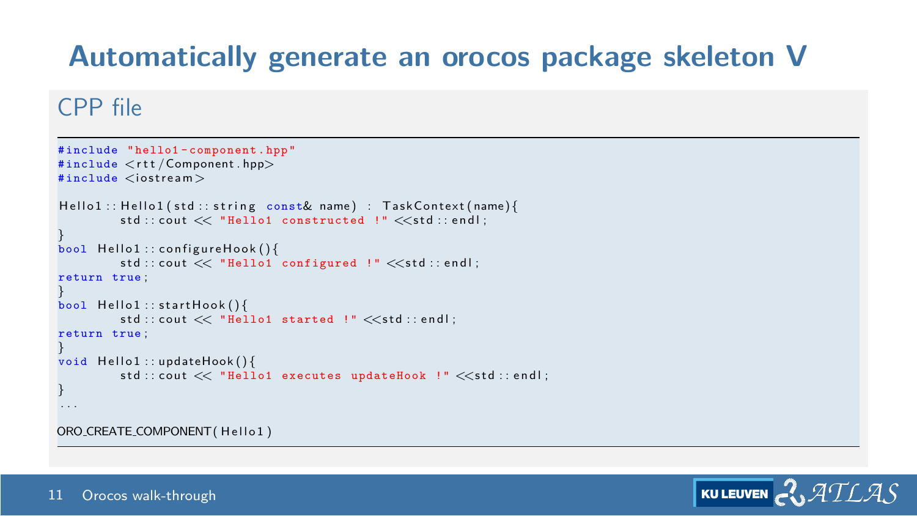# Automatically generate an orocos package skeleton V

## CPP file

```
#include "hello1-component.hpp"
#include <rtt/Component.hpp>
#include <iostream>

Hello1::Hello1(std::string const& name) : TaskContext(name){
        std::cout << "Hello1 constructed !" <<std::endl;
}
bool Hello1::configureHook(){
        std::cout << "Hello1 configured !" <<std::endl;
return true;
}
bool Hello1::startHook(){
        std::cout << "Hello1 started !" <<std::endl;
return true;
}
void Hello1::updateHook(){
        std::cout << "Hello1 executes updateHook !" <<std::endl;
}
...

ORO_CREATE_COMPONENT(Hello1)
```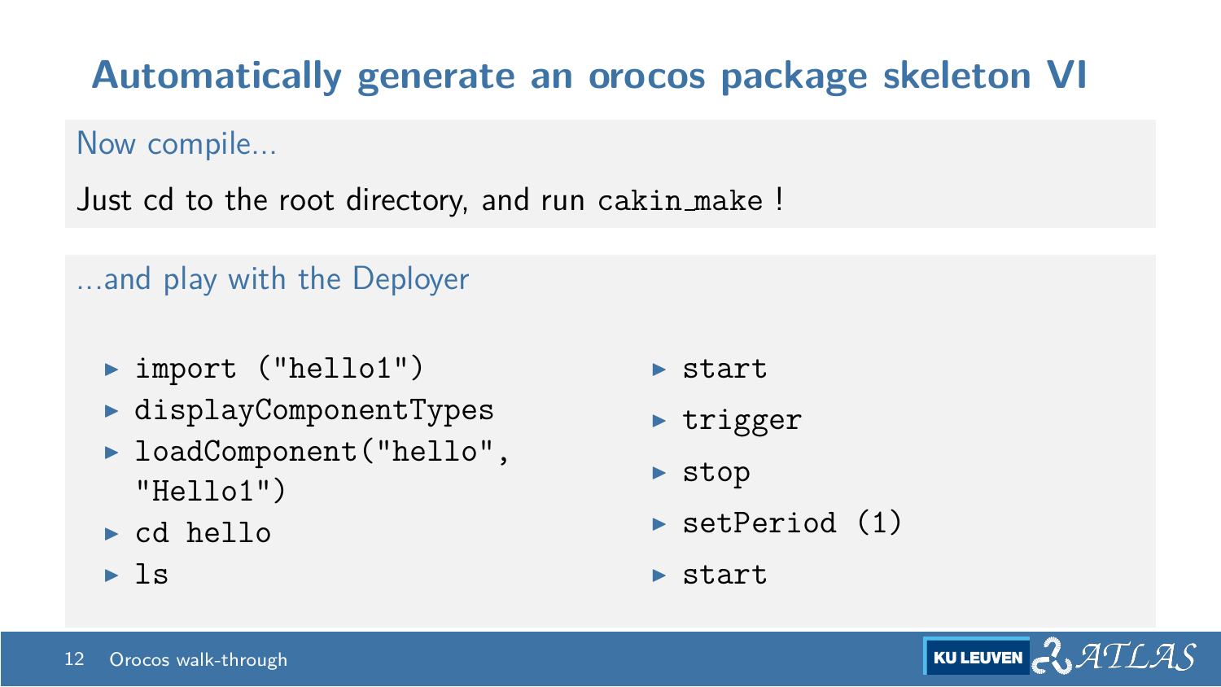# Automatically generate an orocos package skeleton VI

**Now compile...**

Just cd to the root directory, and run `catkin_make` !

**...and play with the Deployer**

- `import ("hello1")`
- `displayComponentTypes`
- `loadComponent("hello", "Hello1")`
- `cd hello`
- `ls`
- `start`
- `trigger`
- `stop`
- `setPeriod (1)`
- `start`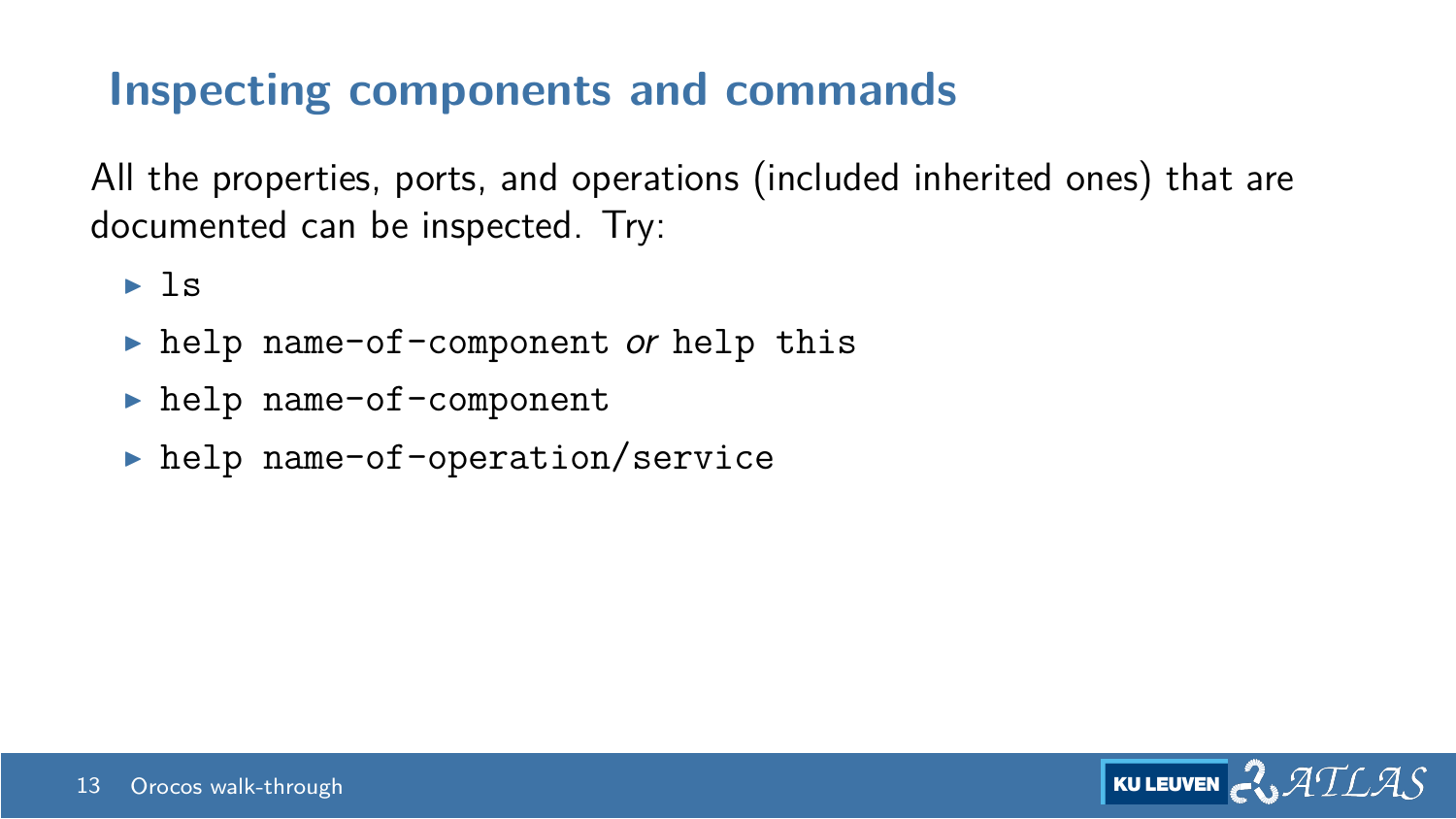# Inspecting components and commands

All the properties, ports, and operations (included inherited ones) that are documented can be inspected. Try:

- `ls`
- `help name-of-component` *or* `help this`
- `help name-of-component`
- `help name-of-operation/service`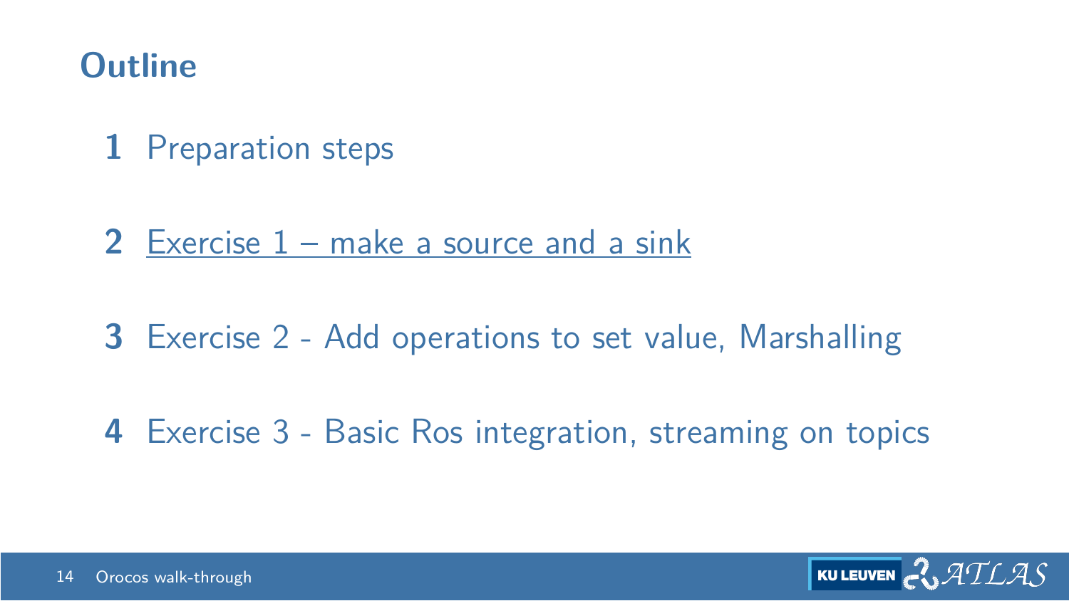# Outline

1. Preparation steps
2. Exercise 1 – make a source and a sink
3. Exercise 2 - Add operations to set value, Marshalling
4. Exercise 3 - Basic Ros integration, streaming on topics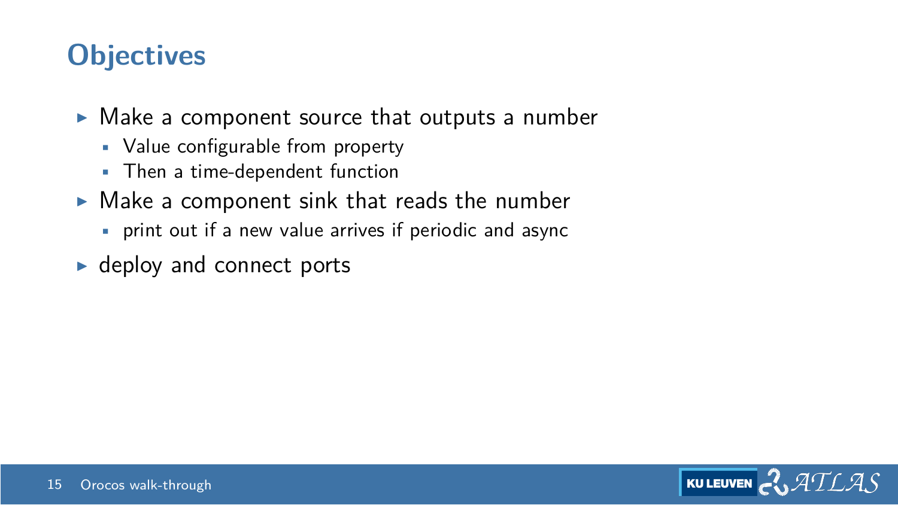# Objectives

- Make a component source that outputs a number
  - Value configurable from property
  - Then a time-dependent function
- Make a component sink that reads the number
  - print out if a new value arrives if periodic and async
- deploy and connect ports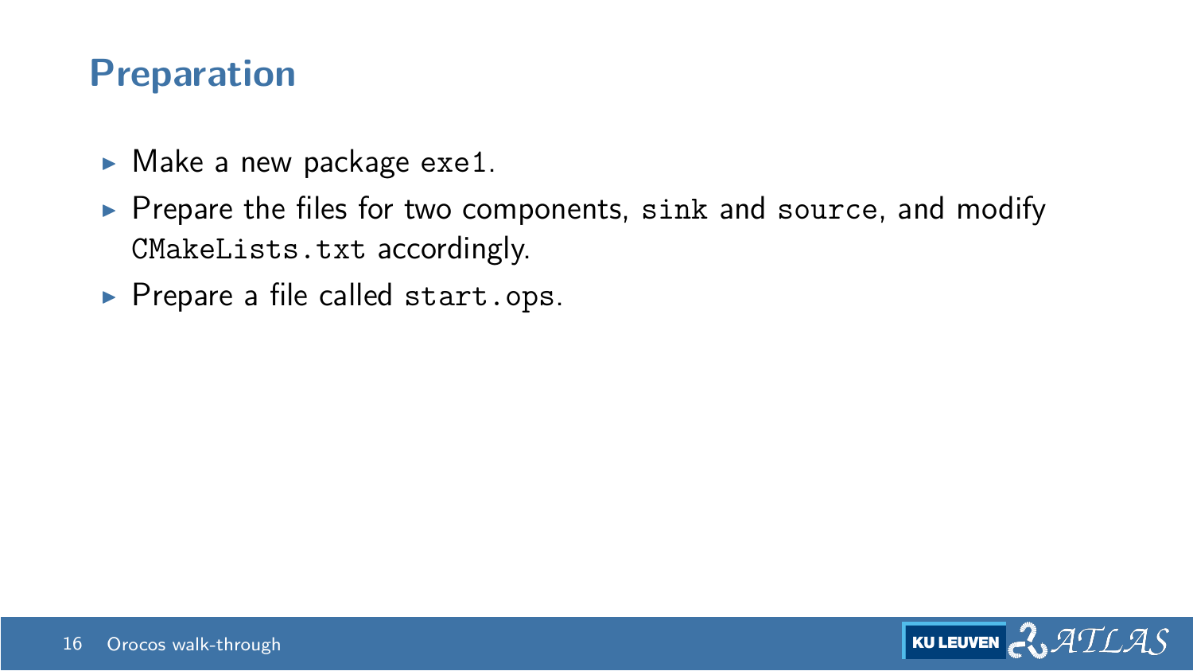# Preparation

- Make a new package `exe1`.
- Prepare the files for two components, `sink` and `source`, and modify `CMakeLists.txt` accordingly.
- Prepare a file called `start.ops`.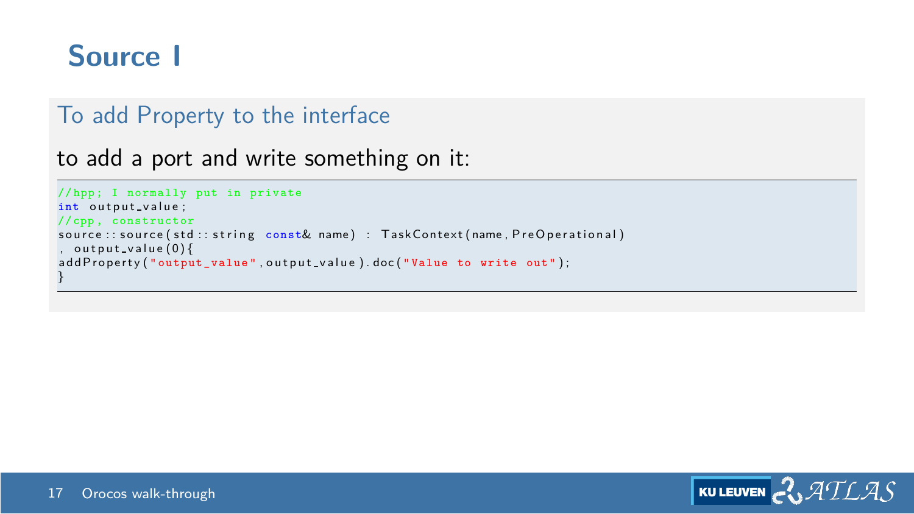# Source I

## To add Property to the interface

to add a port and write something on it:

```
//hpp; I normally put in private
int output_value;
//cpp, constructor
source::source(std::string const& name) : TaskContext(name,PreOperational)
, output_value(0){
addProperty("output_value",output_value).doc("Value to write out");
}
```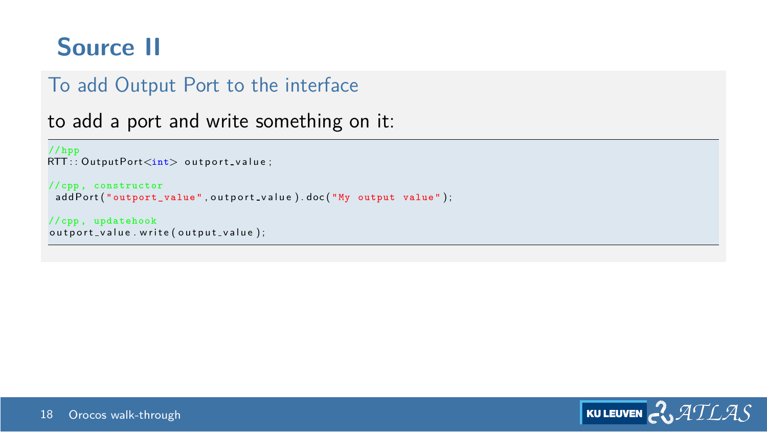# Source II

## To add Output Port to the interface

to add a port and write something on it:

```
//hpp
RTT::OutputPort<int> outport_value;

//cpp, constructor
 addPort("outport_value",outport_value).doc("My output value");

//cpp, updatehook
outport_value.write(output_value);
```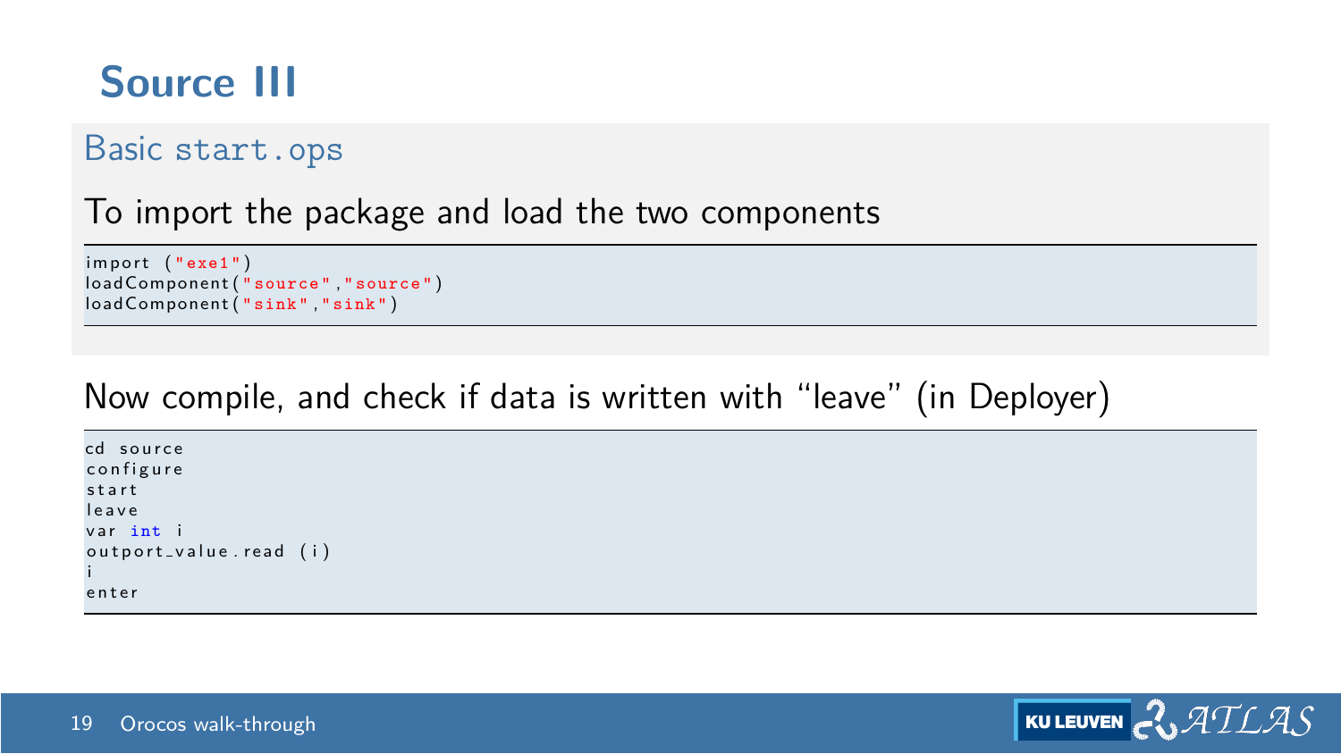# Source III

## Basic start.ops

To import the package and load the two components

```
import ("exe1")
loadComponent("source","source")
loadComponent("sink","sink")
```

Now compile, and check if data is written with “leave” (in Deployer)

```
cd source
configure
start
leave
var int i
outport_value.read (i)
i
enter
```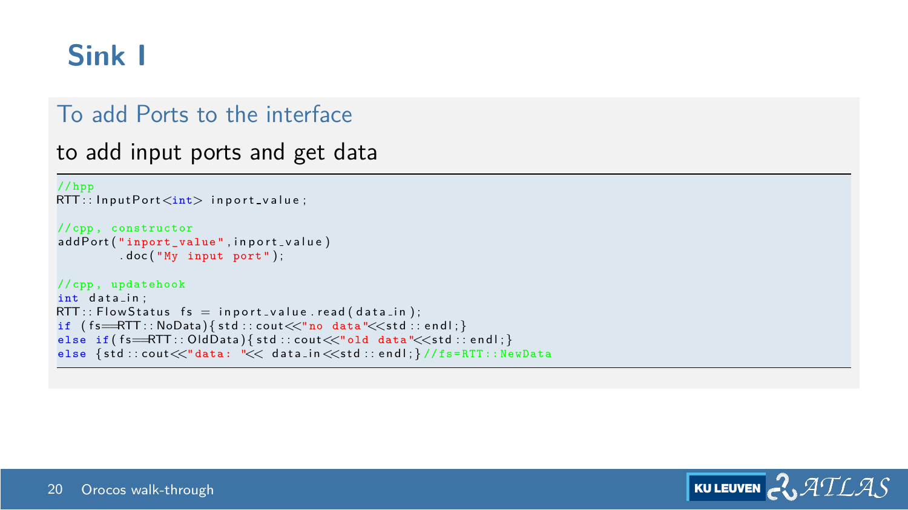# Sink I

## To add Ports to the interface

to add input ports and get data

```
//hpp
RTT::InputPort<int> inport_value;

//cpp, constructor
addPort("inport_value",inport_value)
        .doc("My input port");

//cpp, updatehook
int data_in;
RTT::FlowStatus fs = inport_value.read(data_in);
if (fs==RTT::NoData){std::cout<<"no data"<<std::endl;}
else if(fs==RTT::OldData){std::cout<<"old data"<<std::endl;}
else {std::cout<<"data: "<< data_in<<std::endl;}//fs=RTT::NewData
```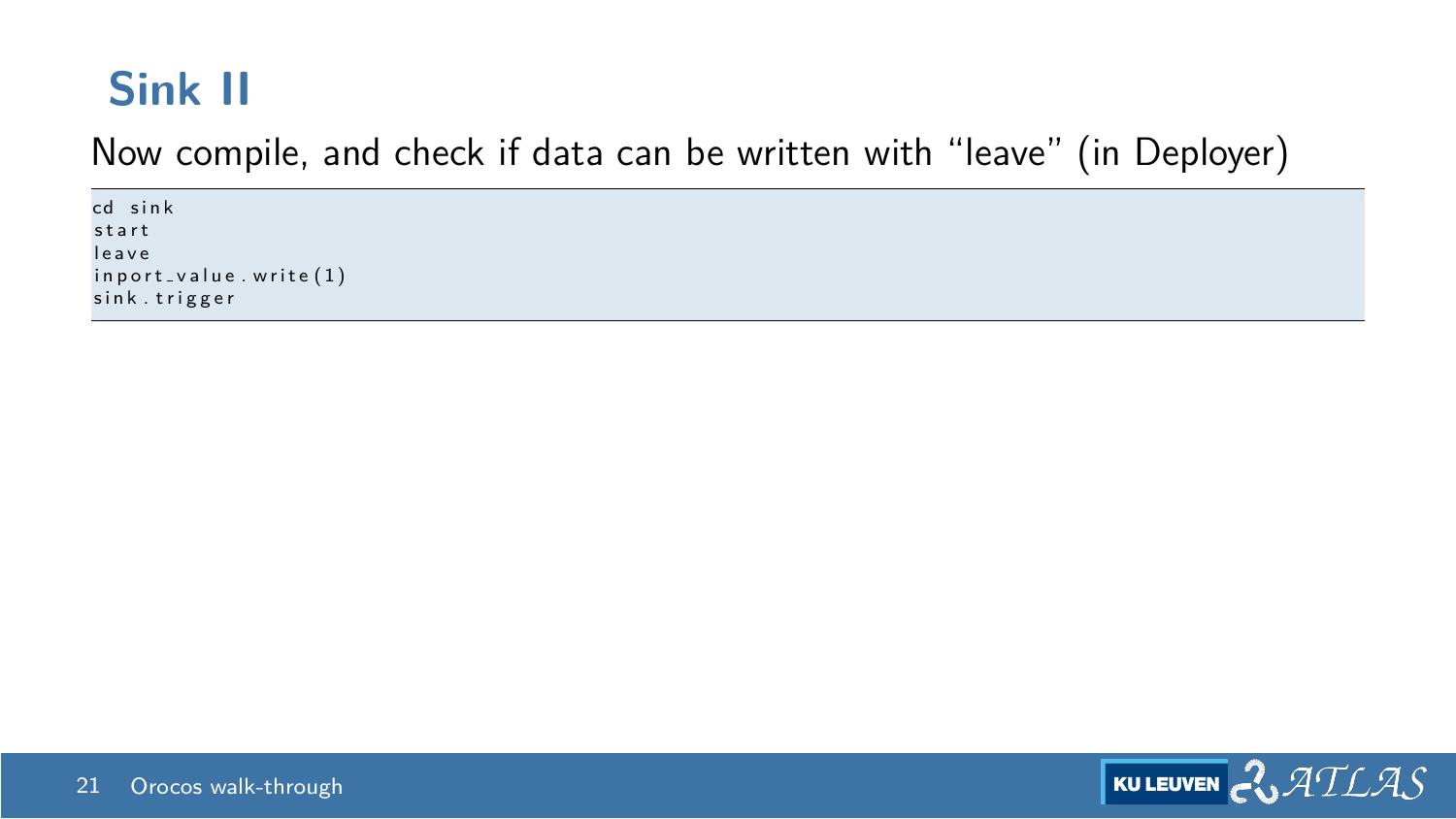# Sink II

Now compile, and check if data can be written with "leave" (in Deployer)

```
cd sink
start
leave
inport_value.write(1)
sink.trigger
```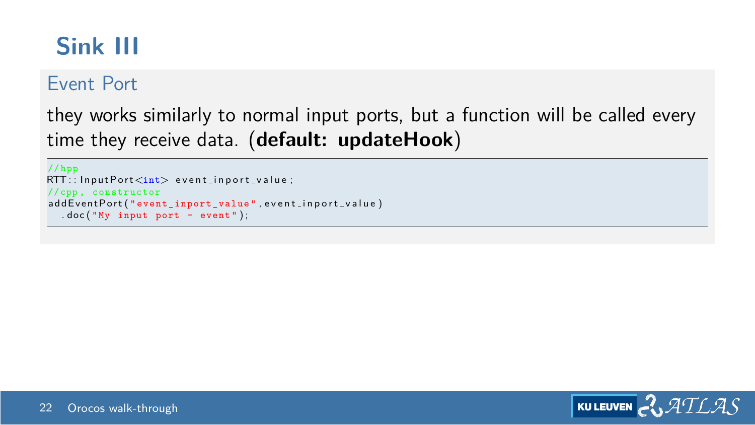# Sink III

## Event Port

they works similarly to normal input ports, but a function will be called every time they receive data. (**default: updateHook**)

```
//hpp
RTT::InputPort<int> event_inport_value;
//cpp, constructor
addEventPort("event_inport_value",event_inport_value)
  .doc("My input port - event");
```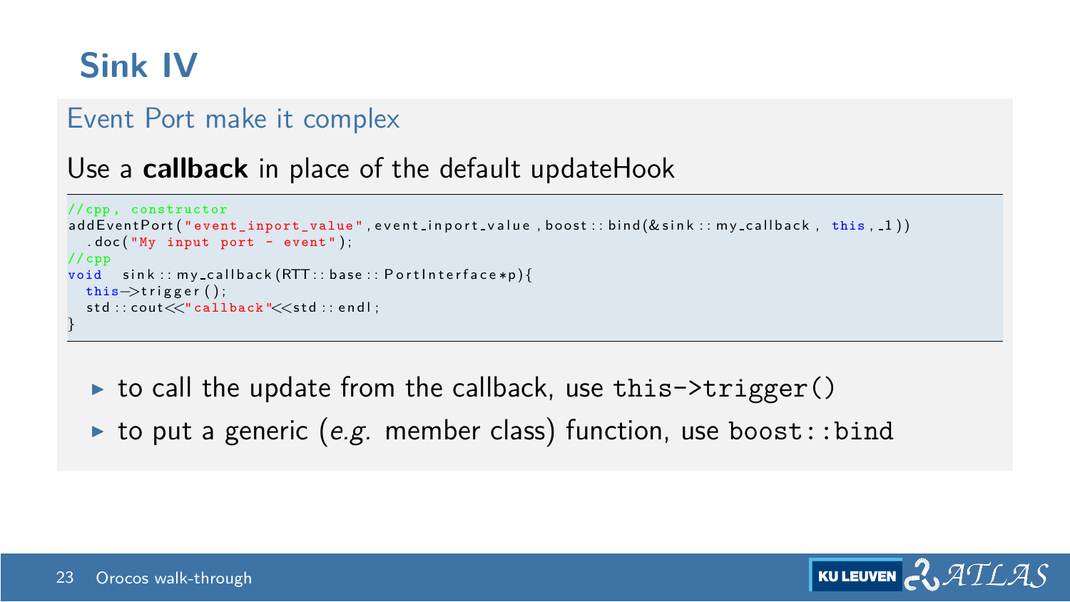# Sink IV

## Event Port make it complex

Use a **callback** in place of the default updateHook

```
//cpp, constructor
addEventPort("event_inport_value",event_inport_value,boost::bind(&sink::my_callback, this,_1))
  .doc("My input port - event");
//cpp
void  sink::my_callback(RTT::base::PortInterface*p){
  this->trigger();
  std::cout<<"callback"<<std::endl;
}
```

- to call the update from the callback, use `this->trigger()`
- to put a generic (*e.g.* member class) function, use `boost::bind`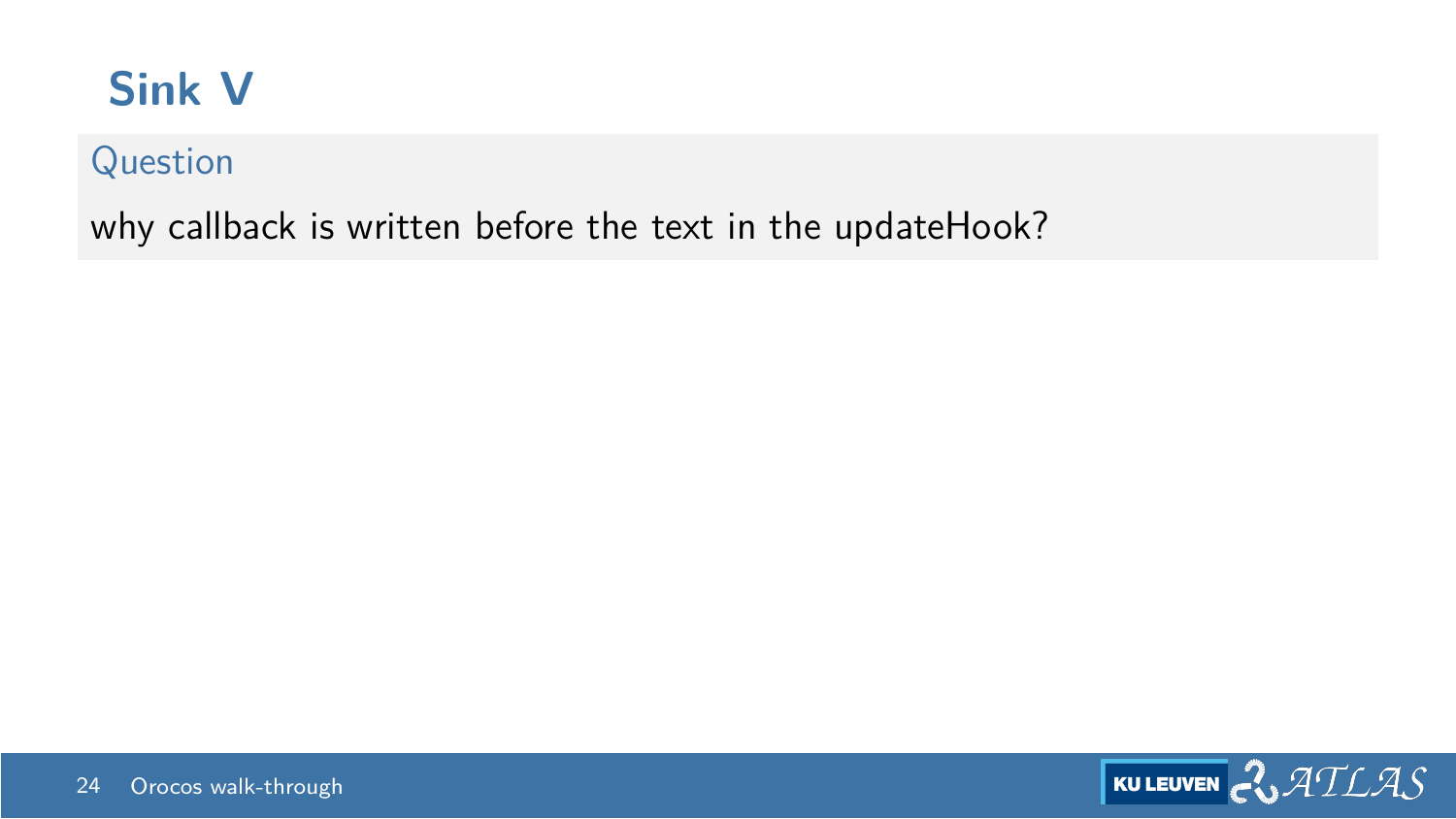# Sink V

**Question**

why callback is written before the text in the updateHook?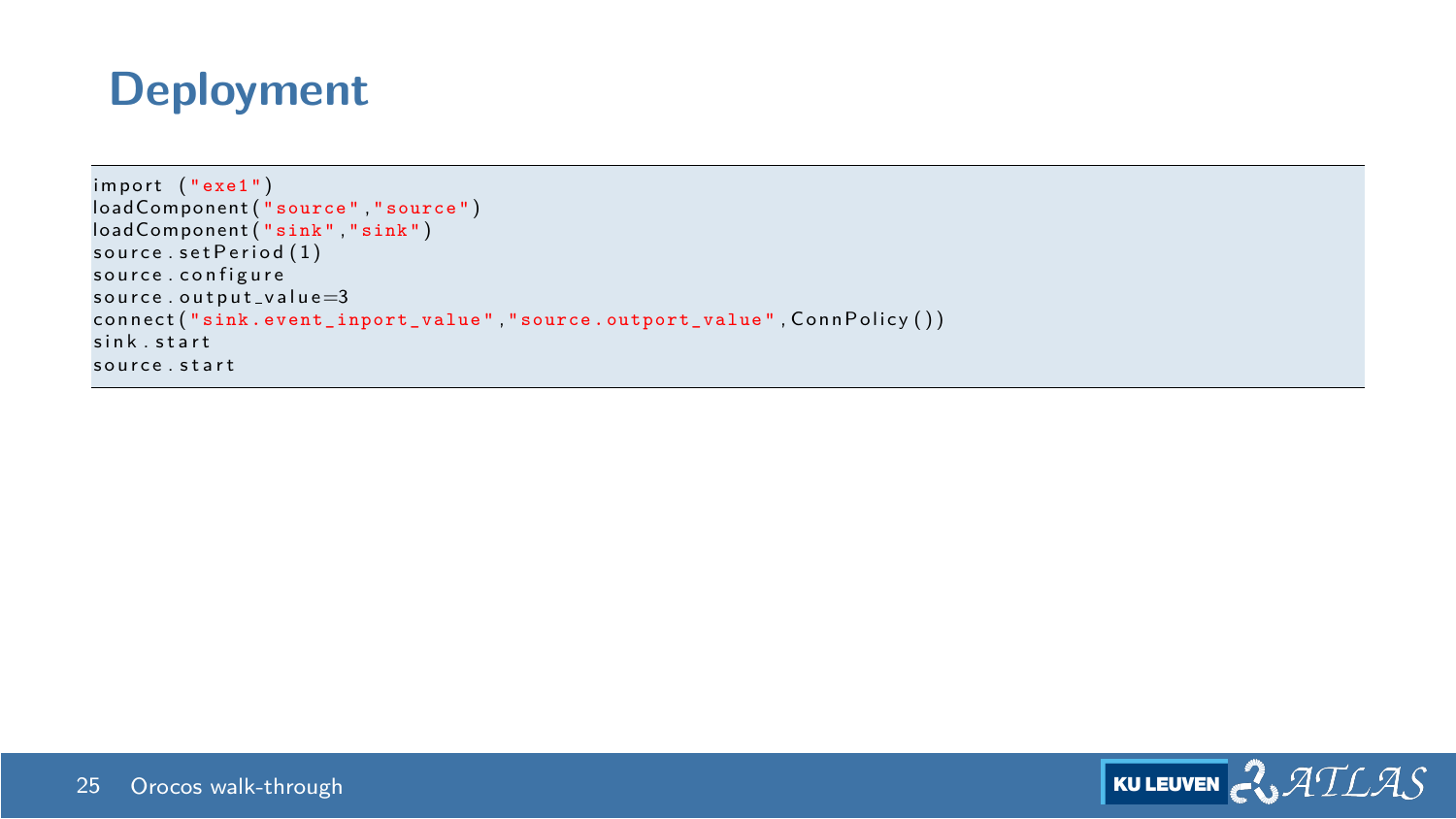# Deployment

```
import ("exe1")
loadComponent("source","source")
loadComponent("sink","sink")
source.setPeriod(1)
source.configure
source.output_value=3
connect("sink.event_inport_value","source.outport_value",ConnPolicy())
sink.start
source.start
```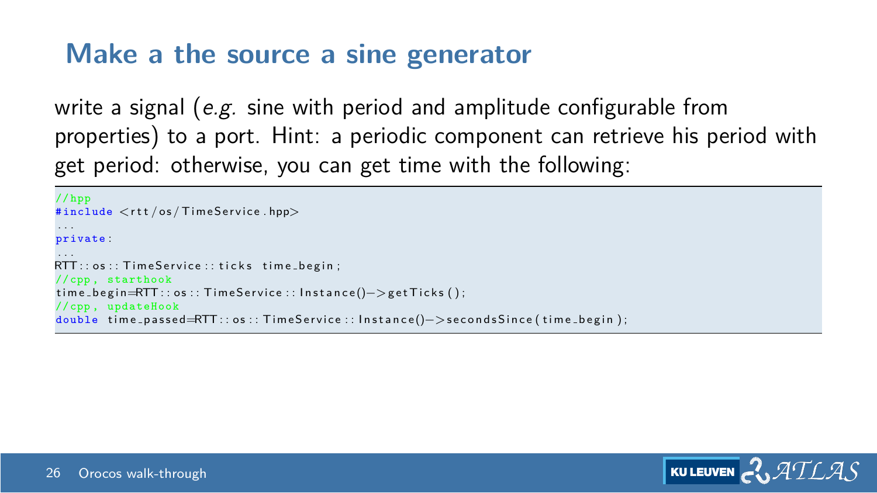# Make a the source a sine generator

write a signal (*e.g.* sine with period and amplitude configurable from properties) to a port. Hint: a periodic component can retrieve his period with get period: otherwise, you can get time with the following:

```
//hpp
#include <rtt/os/TimeService.hpp>
...
private:
...
RTT::os::TimeService::ticks time_begin;
//cpp, starthook
time_begin=RTT::os::TimeService::Instance()->getTicks();
//cpp, updateHook
double time_passed=RTT::os::TimeService::Instance()->secondsSince(time_begin);
```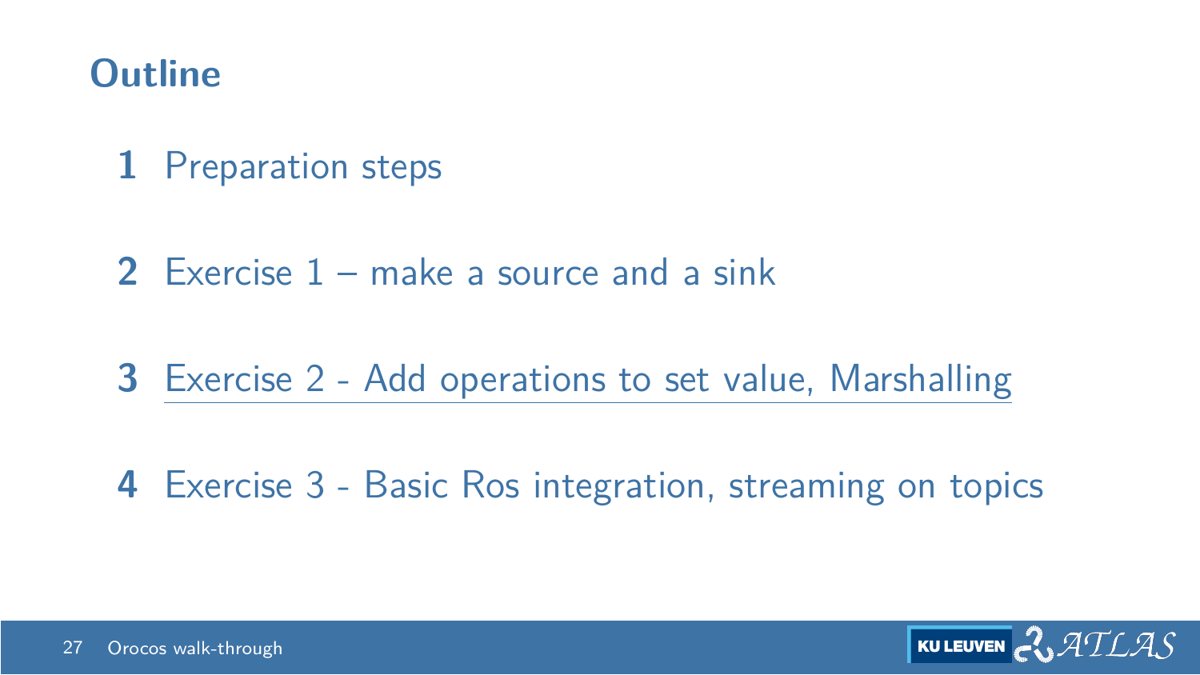# Outline

1. Preparation steps
2. Exercise 1 – make a source and a sink
3. Exercise 2 - Add operations to set value, Marshalling
4. Exercise 3 - Basic Ros integration, streaming on topics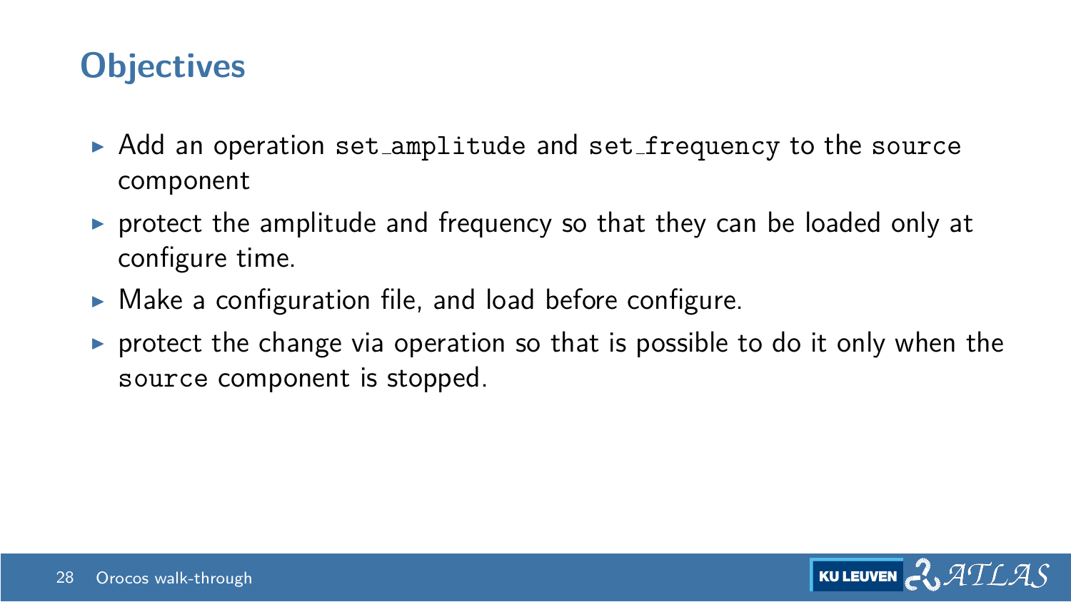# Objectives

- Add an operation `set_amplitude` and `set_frequency` to the `source` component
- protect the amplitude and frequency so that they can be loaded only at configure time.
- Make a configuration file, and load before configure.
- protect the change via operation so that is possible to do it only when the `source` component is stopped.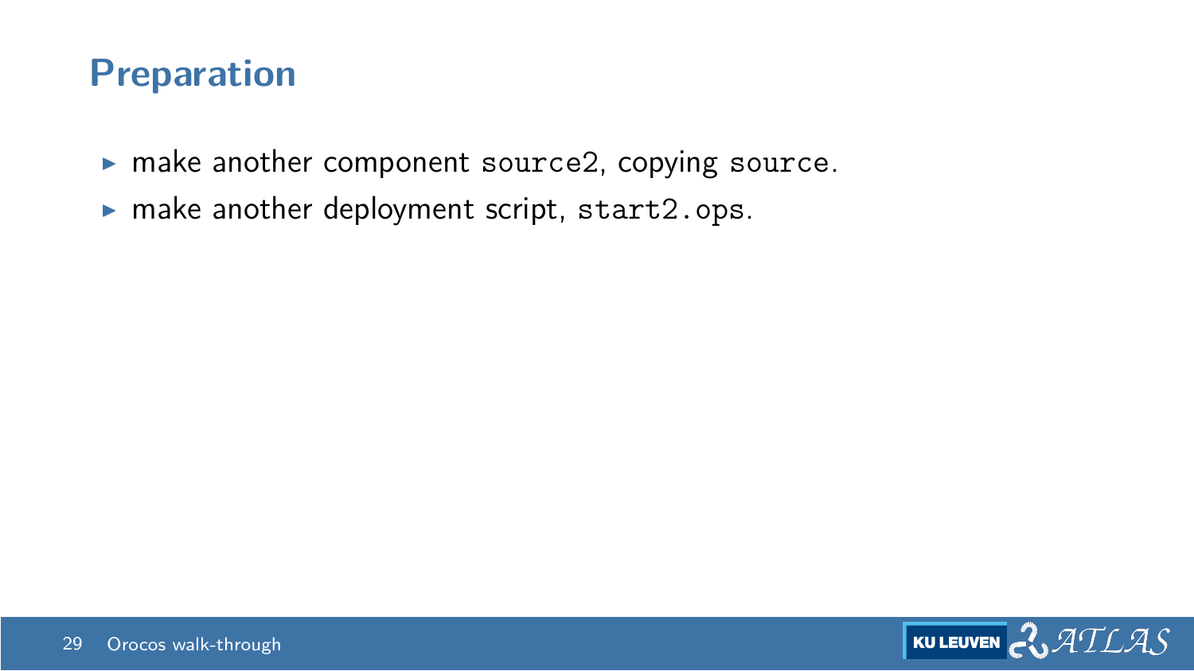# Preparation

- make another component `source2`, copying `source`.
- make another deployment script, `start2.ops`.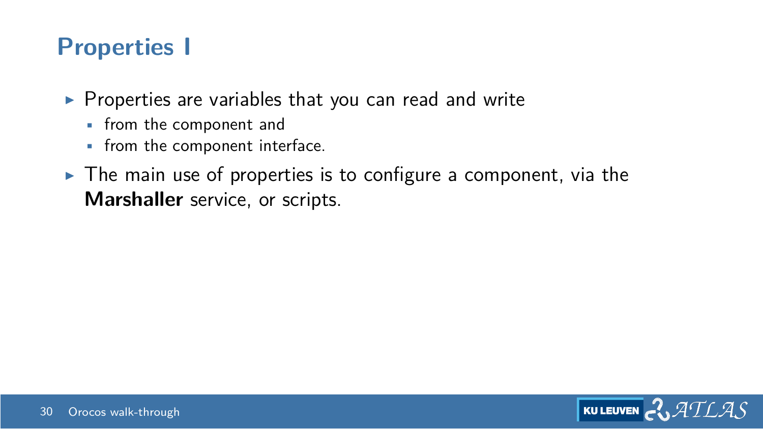# Properties I

- Properties are variables that you can read and write
  - from the component and
  - from the component interface.
- The main use of properties is to configure a component, via the **Marshaller** service, or scripts.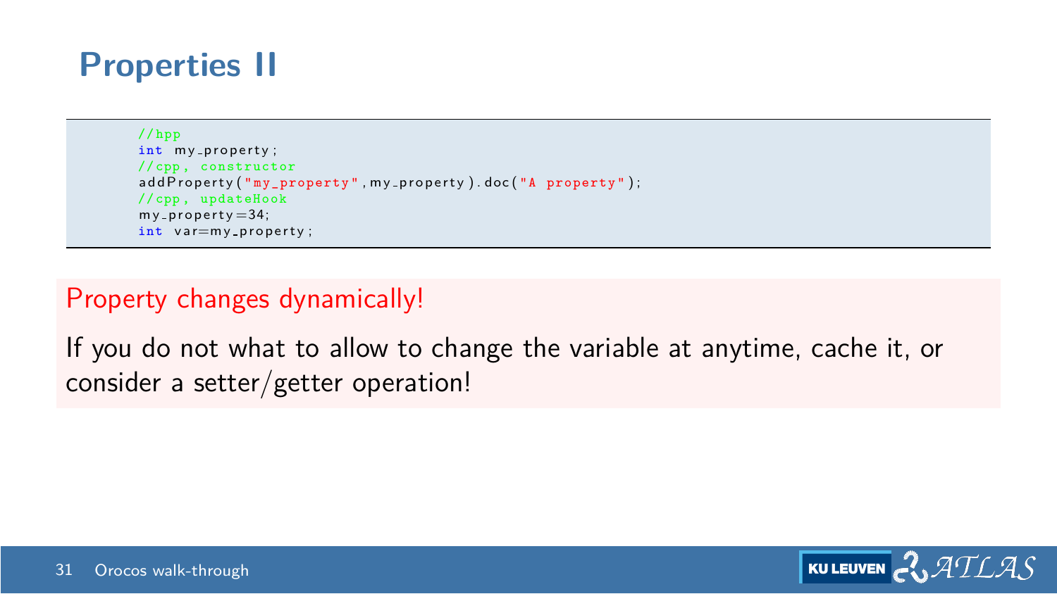# Properties II

```cpp
//hpp
int my_property;
//cpp, constructor
addProperty("my_property",my_property).doc("A property");
//cpp, updateHook
my_property=34;
int var=my_property;
```

**Property changes dynamically!**

If you do not what to allow to change the variable at anytime, cache it, or consider a setter/getter operation!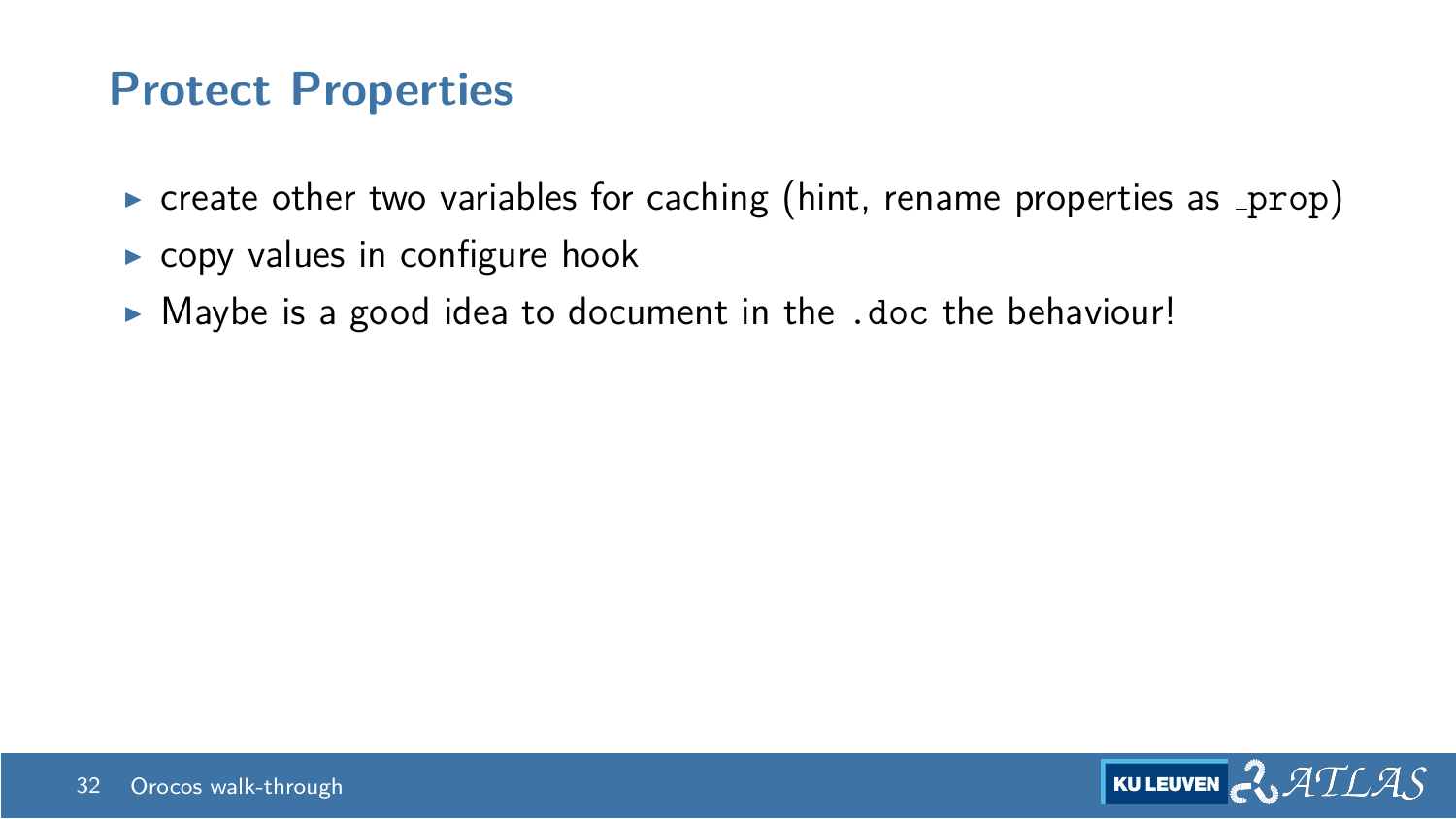# Protect Properties

- create other two variables for caching (hint, rename properties as `_prop`)
- copy values in configure hook
- Maybe is a good idea to document in the `.doc` the behaviour!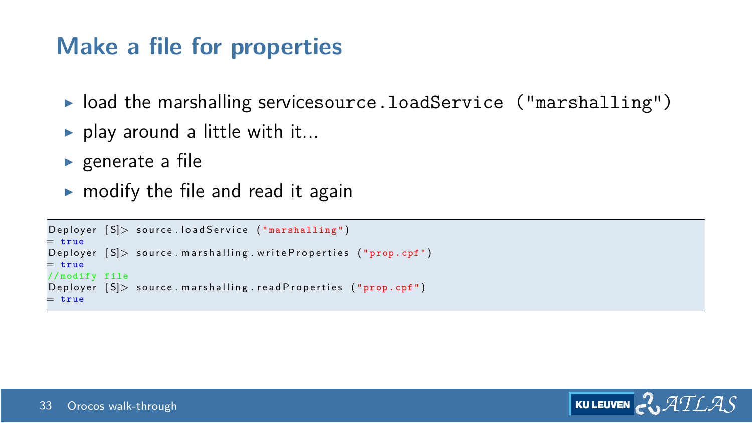# Make a file for properties

- load the marshalling servicesource.loadService ("marshalling")
- play around a little with it...
- generate a file
- modify the file and read it again

```
Deployer [S]> source.loadService ("marshalling")
= true
Deployer [S]> source.marshalling.writeProperties ("prop.cpf")
= true
//modify file
Deployer [S]> source.marshalling.readProperties ("prop.cpf")
= true
```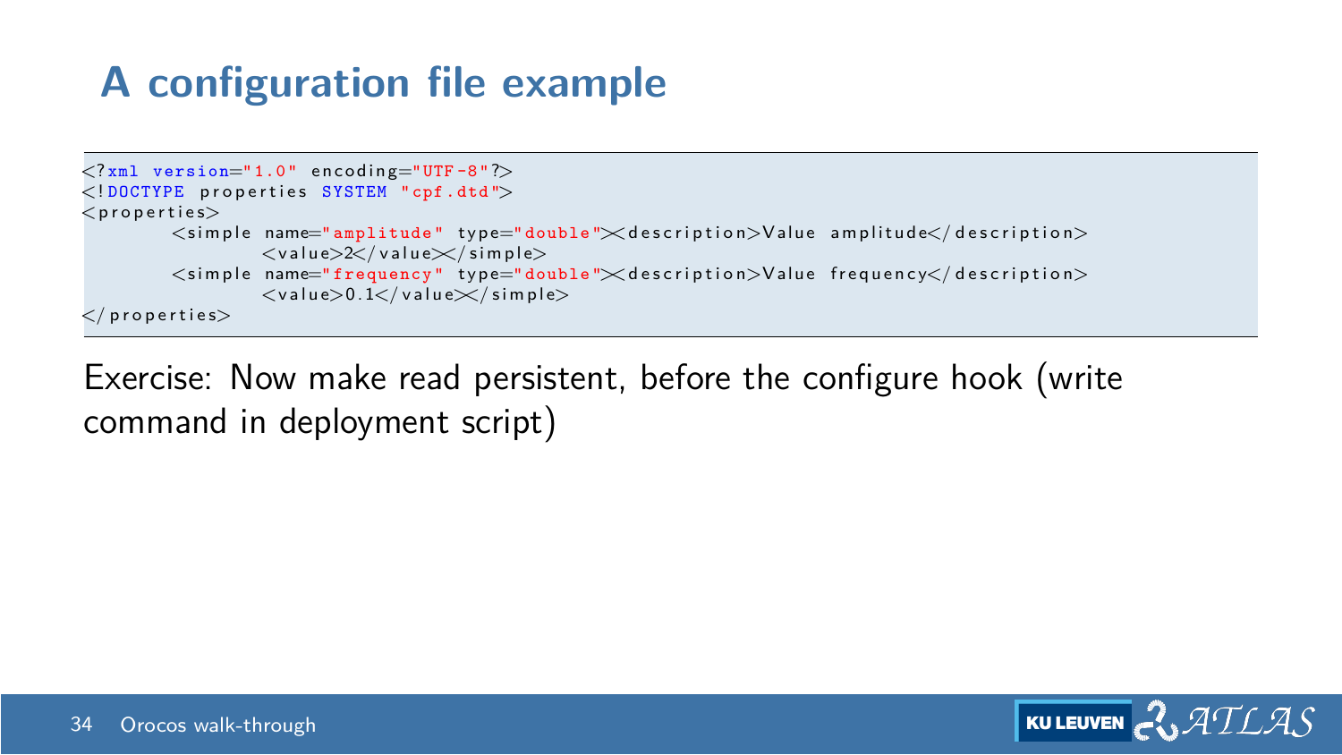# A configuration file example

```xml
<?xml version="1.0" encoding="UTF-8"?>
<!DOCTYPE properties SYSTEM "cpf.dtd">
<properties>
        <simple name="amplitude" type="double"><description>Value amplitude</description>
                <value>2</value></simple>
        <simple name="frequency" type="double"><description>Value frequency</description>
                <value>0.1</value></simple>
</properties>
```

Exercise: Now make read persistent, before the configure hook (write command in deployment script)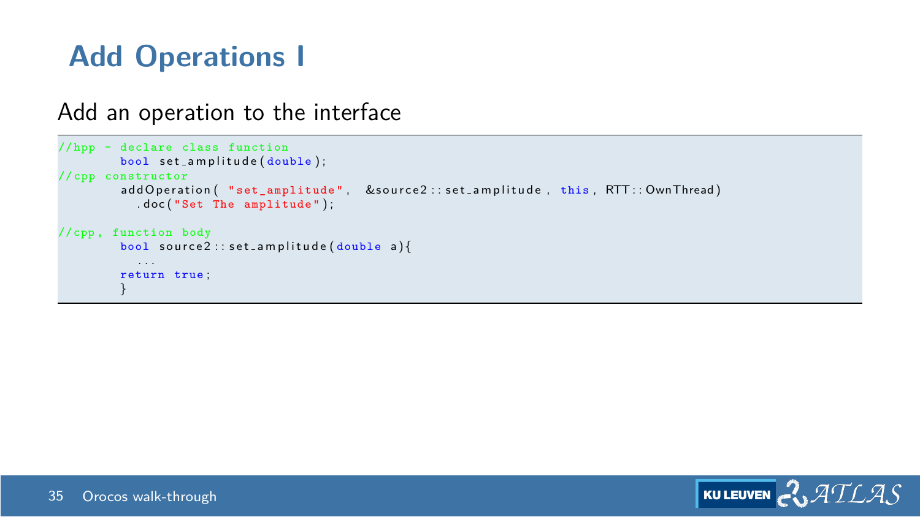# Add Operations I

Add an operation to the interface

```
//hpp - declare class function
        bool set_amplitude(double);
//cpp constructor
        addOperation( "set_amplitude", &source2::set_amplitude, this, RTT::OwnThread)
          .doc("Set The amplitude");

//cpp, function body
        bool source2::set_amplitude(double a){
          ...
        return true;
        }
```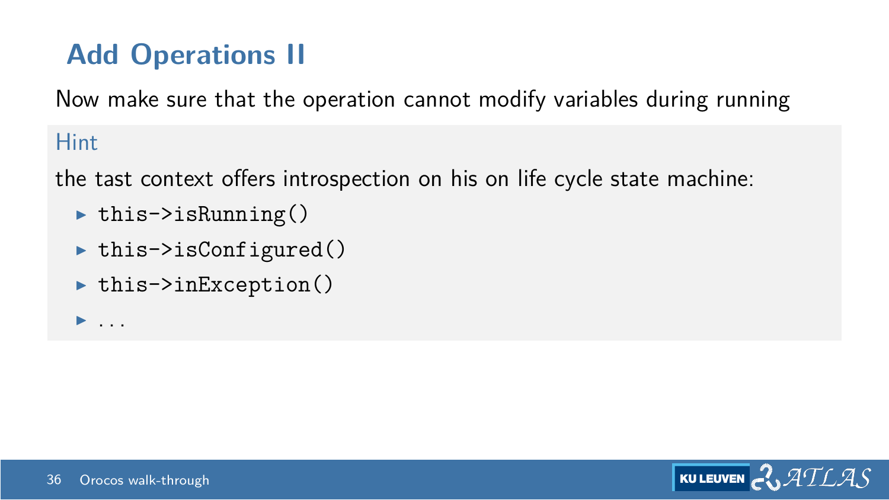# Add Operations II

Now make sure that the operation cannot modify variables during running

### Hint

the tast context offers introspection on his on life cycle state machine:

- `this->isRunning()`
- `this->isConfigured()`
- `this->inException()`
- ...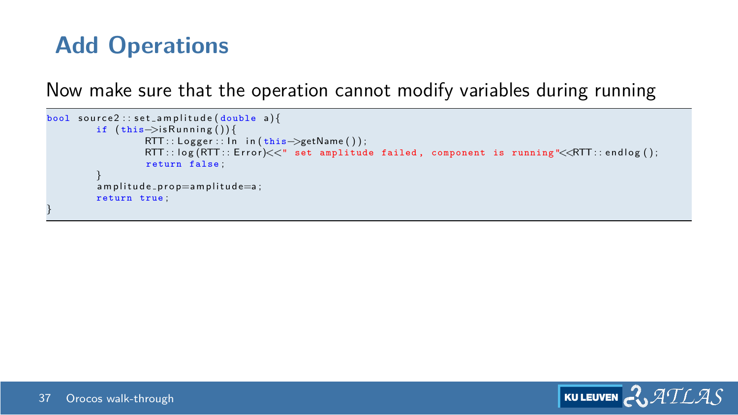# Add Operations

Now make sure that the operation cannot modify variables during running

```
bool source2::set_amplitude(double a){
        if (this->isRunning()){
                RTT::Logger::In in(this->getName());
                RTT::log(RTT::Error)<<" set amplitude failed, component is running"<<RTT::endlog();
                return false;
        }
        amplitude_prop=amplitude=a;
        return true;
}
```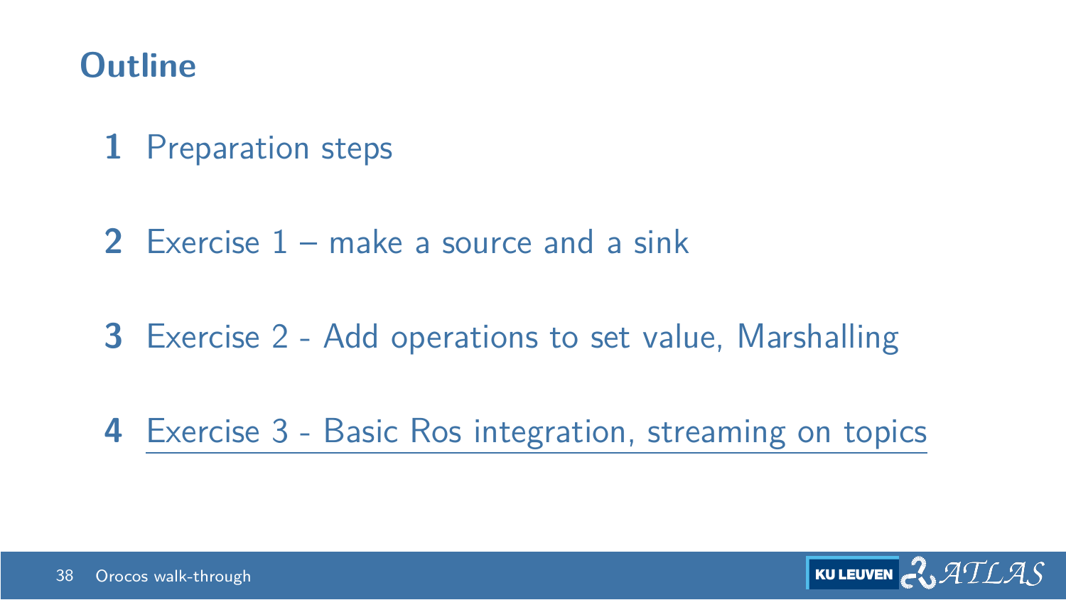# Outline

1. Preparation steps
2. Exercise 1 – make a source and a sink
3. Exercise 2 - Add operations to set value, Marshalling
4. Exercise 3 - Basic Ros integration, streaming on topics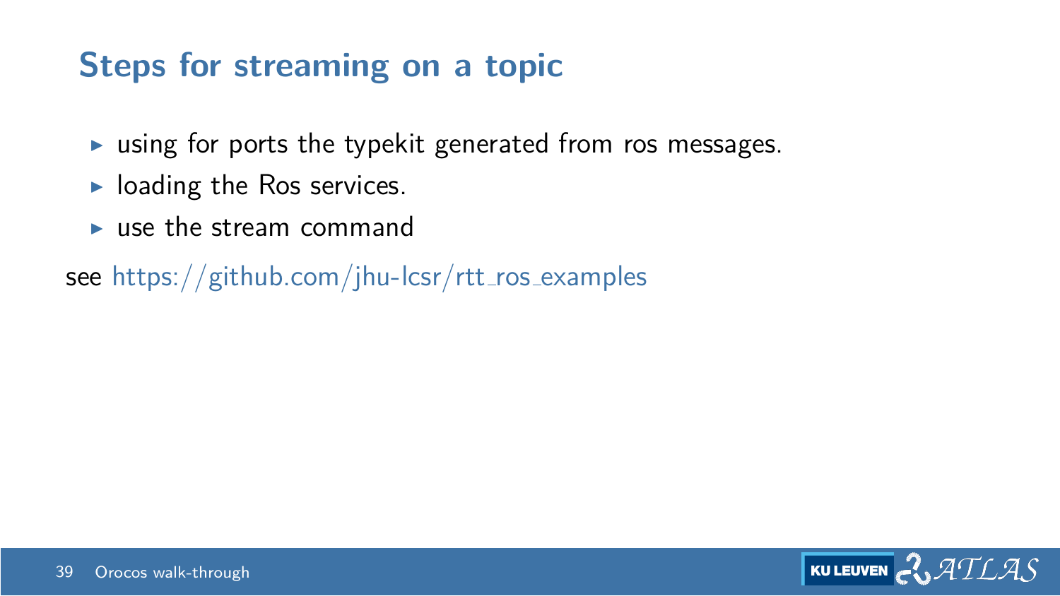# Steps for streaming on a topic

- using for ports the typekit generated from ros messages.
- loading the Ros services.
- use the stream command

see https://github.com/jhu-lcsr/rtt_ros_examples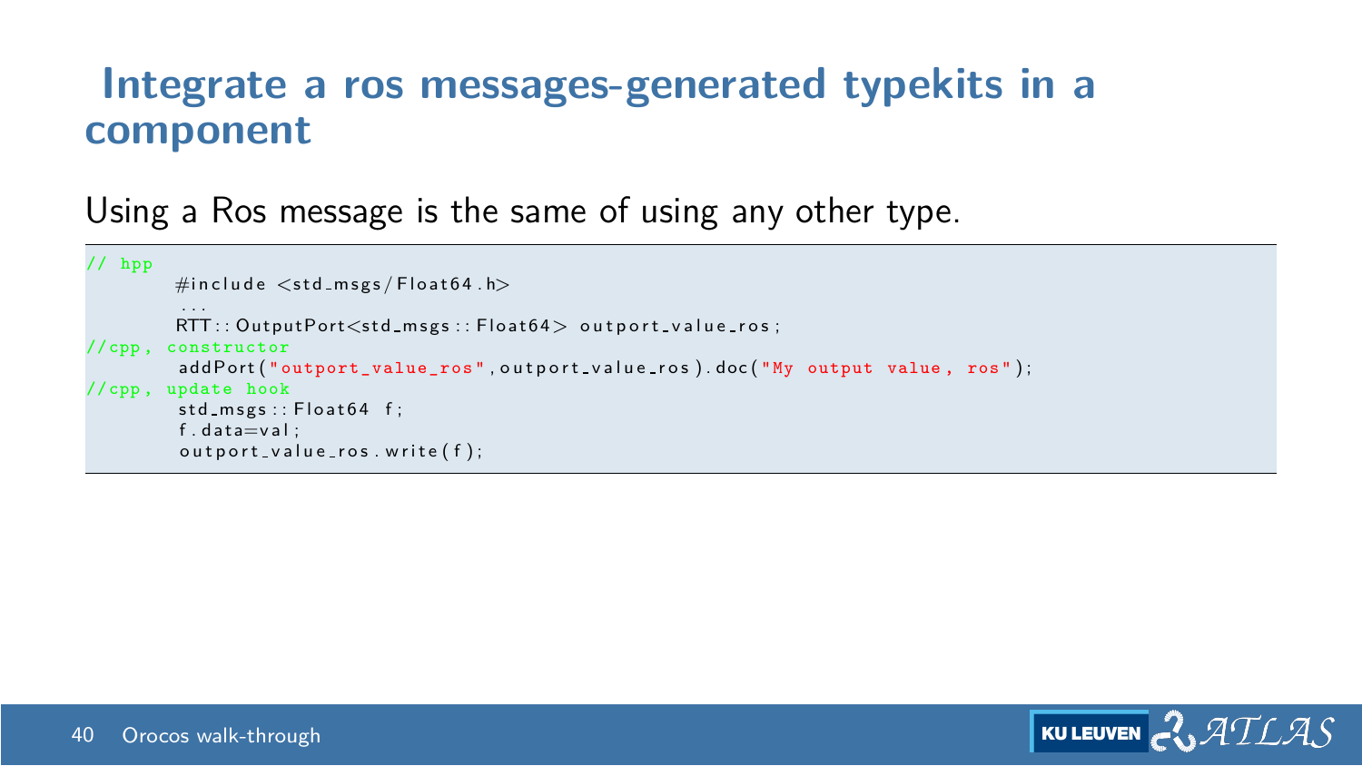# Integrate a ros messages-generated typekits in a component

Using a Ros message is the same of using any other type.

```
// hpp
        #include <std_msgs/Float64.h>
        ...
        RTT::OutputPort<std_msgs::Float64> outport_value_ros;
//cpp, constructor
        addPort("outport_value_ros",outport_value_ros).doc("My output value, ros");
//cpp, update hook
        std_msgs::Float64 f;
        f.data=val;
        outport_value_ros.write(f);
```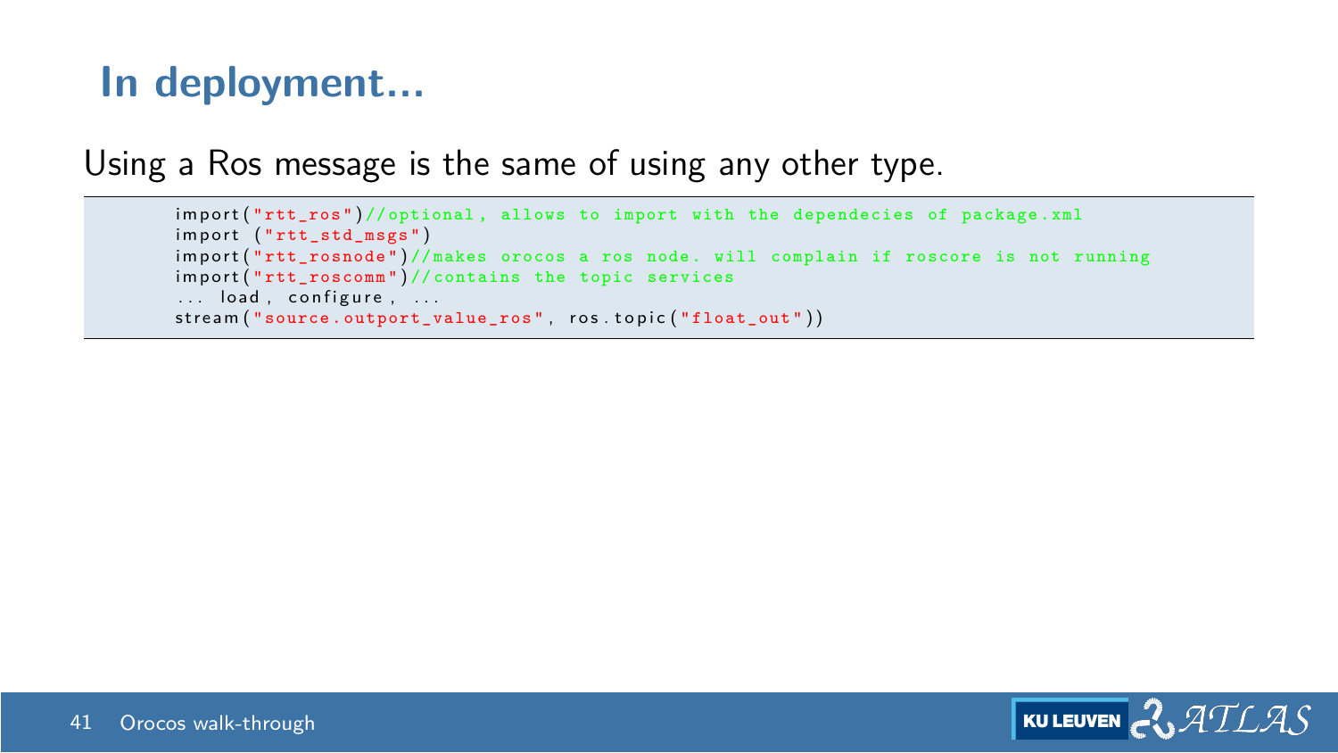# In deployment...

Using a Ros message is the same of using any other type.

```
import("rtt_ros")//optional, allows to import with the dependecies of package.xml
import ("rtt_std_msgs")
import("rtt_rosnode")//makes orocos a ros node. will complain if roscore is not running
import("rtt_roscomm")//contains the topic services
... load, configure, ...
stream("source.outport_value_ros", ros.topic("float_out"))
```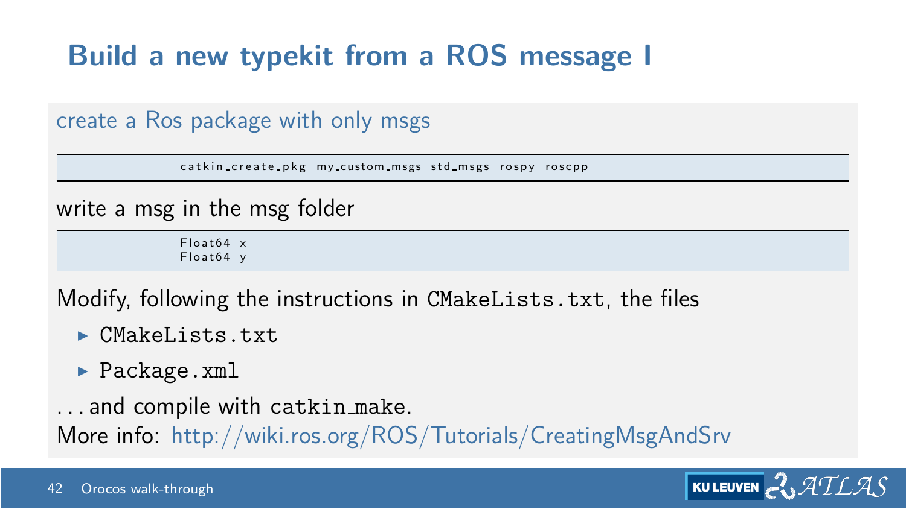# Build a new typekit from a ROS message I

create a Ros package with only msgs

```
catkin_create_pkg my_custom_msgs std_msgs rospy roscpp
```

write a msg in the msg folder

```
Float64 x
Float64 y
```

Modify, following the instructions in `CMakeLists.txt`, the files

- `CMakeLists.txt`
- `Package.xml`

. . . and compile with `catkin_make`.

More info: http://wiki.ros.org/ROS/Tutorials/CreatingMsgAndSrv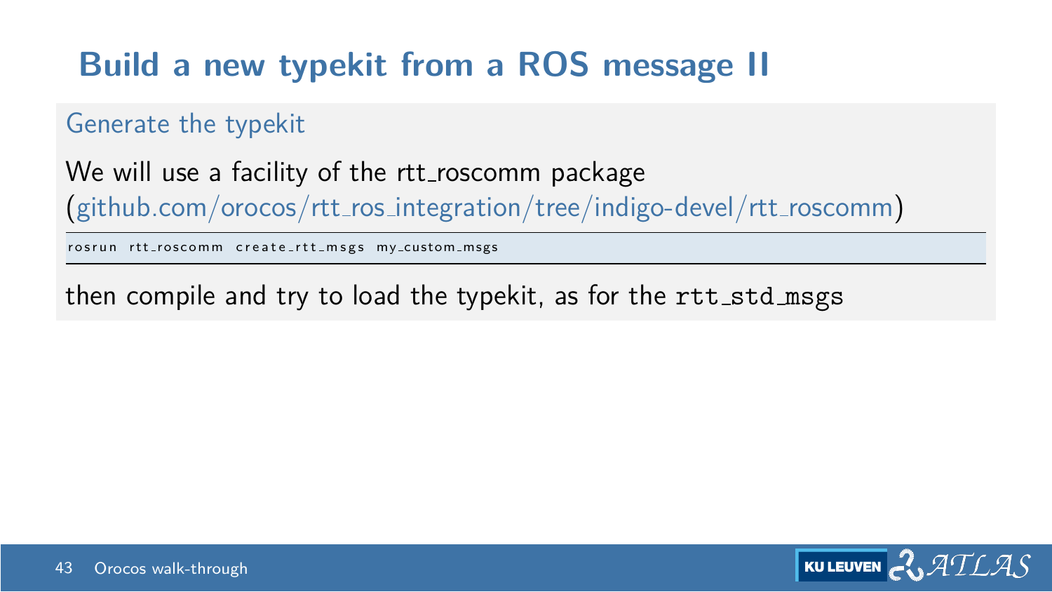# Build a new typekit from a ROS message II

### Generate the typekit

We will use a facility of the rtt_roscomm package (github.com/orocos/rtt_ros_integration/tree/indigo-devel/rtt_roscomm)

```
rosrun rtt_roscomm create_rtt_msgs my_custom_msgs
```

then compile and try to load the typekit, as for the `rtt_std_msgs`